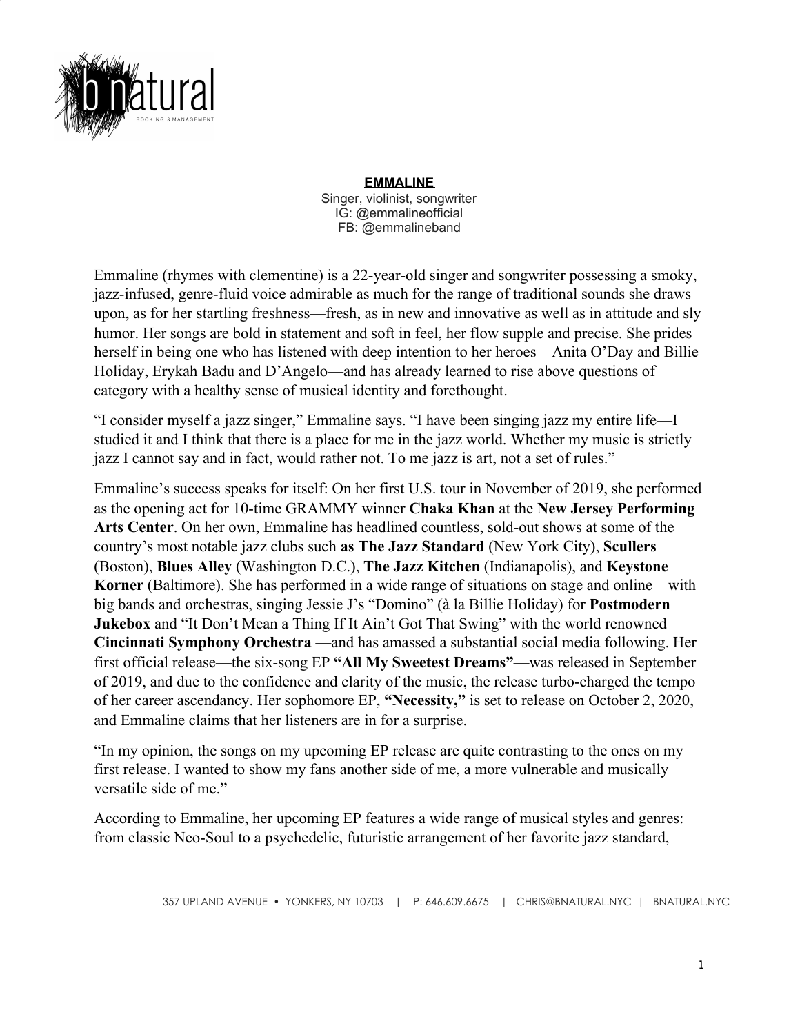b natural
BOOKING & MANAGEMENT

**EMMALINE**

Singer, violinist, songwriter
IG: @emmalineofficial
FB: @emmalineband

Emmaline (rhymes with clementine) is a 22-year-old singer and songwriter possessing a smoky, jazz-infused, genre-fluid voice admirable as much for the range of traditional sounds she draws upon, as for her startling freshness—fresh, as in new and innovative as well as in attitude and sly humor. Her songs are bold in statement and soft in feel, her flow supple and precise. She prides herself in being one who has listened with deep intention to her heroes—Anita O'Day and Billie Holiday, Erykah Badu and D'Angelo—and has already learned to rise above questions of category with a healthy sense of musical identity and forethought.

"I consider myself a jazz singer," Emmaline says. "I have been singing jazz my entire life—I studied it and I think that there is a place for me in the jazz world. Whether my music is strictly jazz I cannot say and in fact, would rather not. To me jazz is art, not a set of rules."

Emmaline's success speaks for itself: On her first U.S. tour in November of 2019, she performed as the opening act for 10-time GRAMMY winner **Chaka Khan** at the **New Jersey Performing Arts Center**. On her own, Emmaline has headlined countless, sold-out shows at some of the country's most notable jazz clubs such **as The Jazz Standard** (New York City), **Scullers** (Boston), **Blues Alley** (Washington D.C.), **The Jazz Kitchen** (Indianapolis), and **Keystone Korner** (Baltimore). She has performed in a wide range of situations on stage and online—with big bands and orchestras, singing Jessie J's "Domino" (à la Billie Holiday) for **Postmodern Jukebox** and "It Don't Mean a Thing If It Ain't Got That Swing" with the world renowned **Cincinnati Symphony Orchestra** —and has amassed a substantial social media following. Her first official release—the six-song EP **"All My Sweetest Dreams"**—was released in September of 2019, and due to the confidence and clarity of the music, the release turbo-charged the tempo of her career ascendancy. Her sophomore EP, **"Necessity,"** is set to release on October 2, 2020, and Emmaline claims that her listeners are in for a surprise.

"In my opinion, the songs on my upcoming EP release are quite contrasting to the ones on my first release. I wanted to show my fans another side of me, a more vulnerable and musically versatile side of me."

According to Emmaline, her upcoming EP features a wide range of musical styles and genres: from classic Neo-Soul to a psychedelic, futuristic arrangement of her favorite jazz standard,

357 UPLAND AVENUE • YONKERS, NY 10703 | P: 646.609.6675 | CHRIS@BNATURAL.NYC | BNATURAL.NYC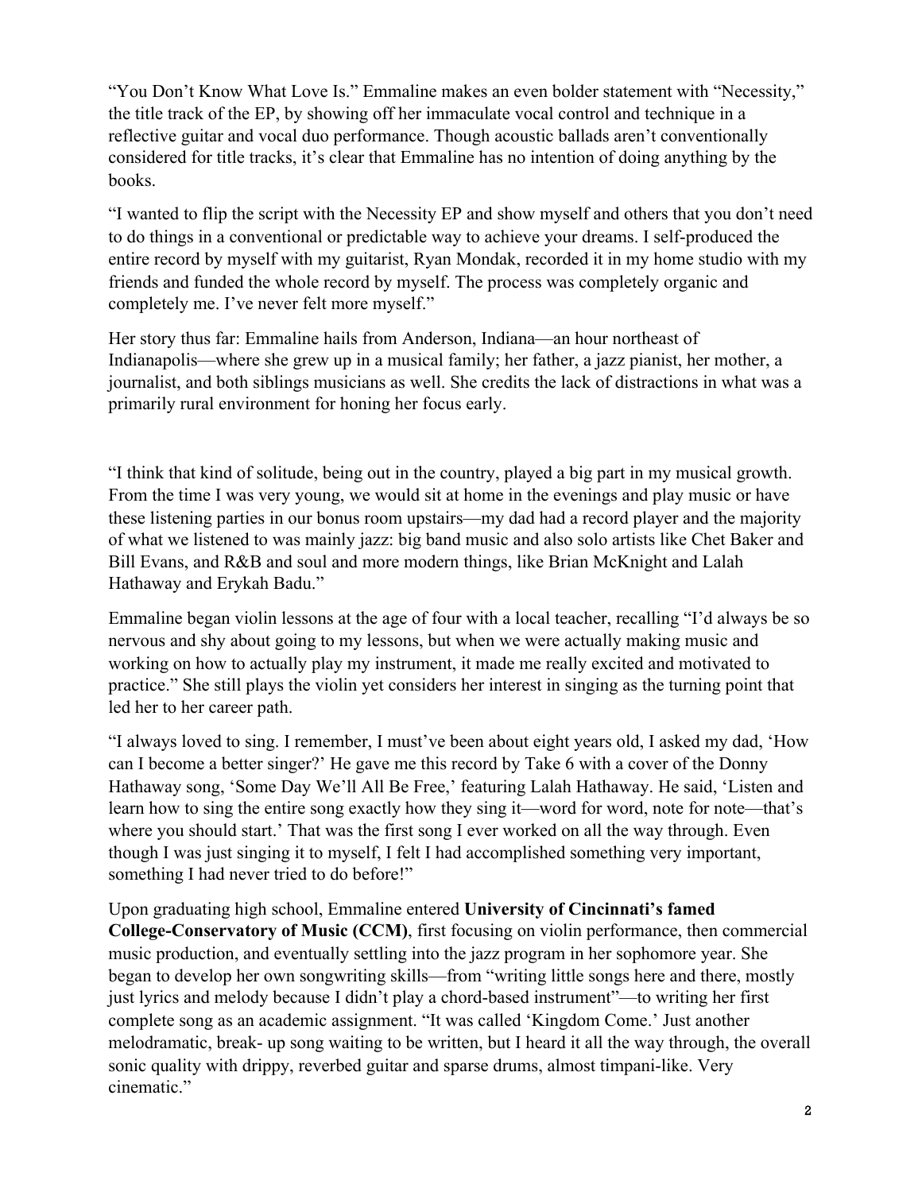"You Don't Know What Love Is." Emmaline makes an even bolder statement with "Necessity," the title track of the EP, by showing off her immaculate vocal control and technique in a reflective guitar and vocal duo performance. Though acoustic ballads aren't conventionally considered for title tracks, it's clear that Emmaline has no intention of doing anything by the books.

"I wanted to flip the script with the Necessity EP and show myself and others that you don't need to do things in a conventional or predictable way to achieve your dreams. I self-produced the entire record by myself with my guitarist, Ryan Mondak, recorded it in my home studio with my friends and funded the whole record by myself. The process was completely organic and completely me. I've never felt more myself."

Her story thus far: Emmaline hails from Anderson, Indiana—an hour northeast of Indianapolis—where she grew up in a musical family; her father, a jazz pianist, her mother, a journalist, and both siblings musicians as well. She credits the lack of distractions in what was a primarily rural environment for honing her focus early.

"I think that kind of solitude, being out in the country, played a big part in my musical growth. From the time I was very young, we would sit at home in the evenings and play music or have these listening parties in our bonus room upstairs—my dad had a record player and the majority of what we listened to was mainly jazz: big band music and also solo artists like Chet Baker and Bill Evans, and R&B and soul and more modern things, like Brian McKnight and Lalah Hathaway and Erykah Badu."

Emmaline began violin lessons at the age of four with a local teacher, recalling "I'd always be so nervous and shy about going to my lessons, but when we were actually making music and working on how to actually play my instrument, it made me really excited and motivated to practice." She still plays the violin yet considers her interest in singing as the turning point that led her to her career path.

"I always loved to sing. I remember, I must've been about eight years old, I asked my dad, 'How can I become a better singer?' He gave me this record by Take 6 with a cover of the Donny Hathaway song, 'Some Day We'll All Be Free,' featuring Lalah Hathaway. He said, 'Listen and learn how to sing the entire song exactly how they sing it—word for word, note for note—that's where you should start.' That was the first song I ever worked on all the way through. Even though I was just singing it to myself, I felt I had accomplished something very important, something I had never tried to do before!"

Upon graduating high school, Emmaline entered **University of Cincinnati's famed College-Conservatory of Music (CCM)**, first focusing on violin performance, then commercial music production, and eventually settling into the jazz program in her sophomore year. She began to develop her own songwriting skills—from "writing little songs here and there, mostly just lyrics and melody because I didn't play a chord-based instrument"—to writing her first complete song as an academic assignment. "It was called 'Kingdom Come.' Just another melodramatic, break- up song waiting to be written, but I heard it all the way through, the overall sonic quality with drippy, reverbed guitar and sparse drums, almost timpani-like. Very cinematic."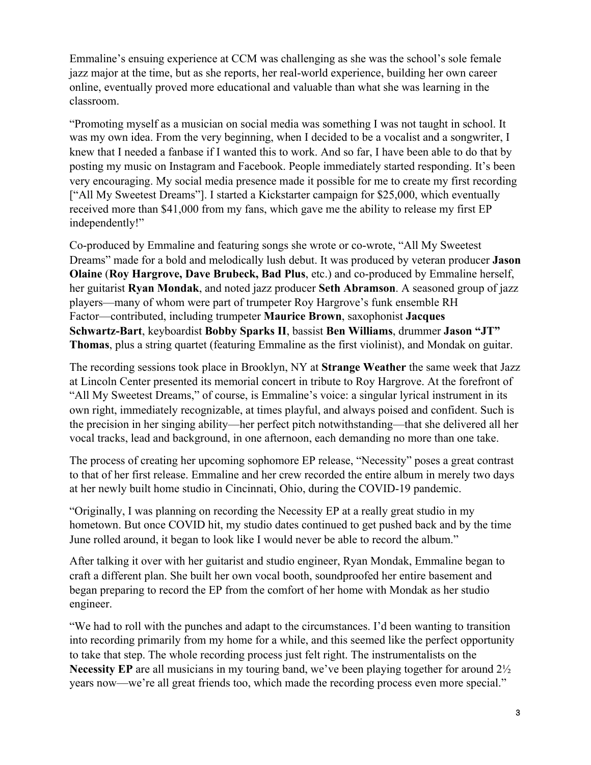Emmaline's ensuing experience at CCM was challenging as she was the school's sole female jazz major at the time, but as she reports, her real-world experience, building her own career online, eventually proved more educational and valuable than what she was learning in the classroom.

"Promoting myself as a musician on social media was something I was not taught in school. It was my own idea. From the very beginning, when I decided to be a vocalist and a songwriter, I knew that I needed a fanbase if I wanted this to work. And so far, I have been able to do that by posting my music on Instagram and Facebook. People immediately started responding. It's been very encouraging. My social media presence made it possible for me to create my first recording ["All My Sweetest Dreams"]. I started a Kickstarter campaign for $25,000, which eventually received more than $41,000 from my fans, which gave me the ability to release my first EP independently!"

Co-produced by Emmaline and featuring songs she wrote or co-wrote, "All My Sweetest Dreams" made for a bold and melodically lush debut. It was produced by veteran producer **Jason Olaine** (**Roy Hargrove, Dave Brubeck, Bad Plus**, etc.) and co-produced by Emmaline herself, her guitarist **Ryan Mondak**, and noted jazz producer **Seth Abramson**. A seasoned group of jazz players—many of whom were part of trumpeter Roy Hargrove's funk ensemble RH Factor—contributed, including trumpeter **Maurice Brown**, saxophonist **Jacques Schwartz-Bart**, keyboardist **Bobby Sparks II**, bassist **Ben Williams**, drummer **Jason "JT" Thomas**, plus a string quartet (featuring Emmaline as the first violinist), and Mondak on guitar.

The recording sessions took place in Brooklyn, NY at **Strange Weather** the same week that Jazz at Lincoln Center presented its memorial concert in tribute to Roy Hargrove. At the forefront of "All My Sweetest Dreams," of course, is Emmaline's voice: a singular lyrical instrument in its own right, immediately recognizable, at times playful, and always poised and confident. Such is the precision in her singing ability—her perfect pitch notwithstanding—that she delivered all her vocal tracks, lead and background, in one afternoon, each demanding no more than one take.

The process of creating her upcoming sophomore EP release, "Necessity" poses a great contrast to that of her first release. Emmaline and her crew recorded the entire album in merely two days at her newly built home studio in Cincinnati, Ohio, during the COVID-19 pandemic.

"Originally, I was planning on recording the Necessity EP at a really great studio in my hometown. But once COVID hit, my studio dates continued to get pushed back and by the time June rolled around, it began to look like I would never be able to record the album."

After talking it over with her guitarist and studio engineer, Ryan Mondak, Emmaline began to craft a different plan. She built her own vocal booth, soundproofed her entire basement and began preparing to record the EP from the comfort of her home with Mondak as her studio engineer.

"We had to roll with the punches and adapt to the circumstances. I'd been wanting to transition into recording primarily from my home for a while, and this seemed like the perfect opportunity to take that step. The whole recording process just felt right. The instrumentalists on the **Necessity EP** are all musicians in my touring band, we've been playing together for around 2½ years now—we're all great friends too, which made the recording process even more special."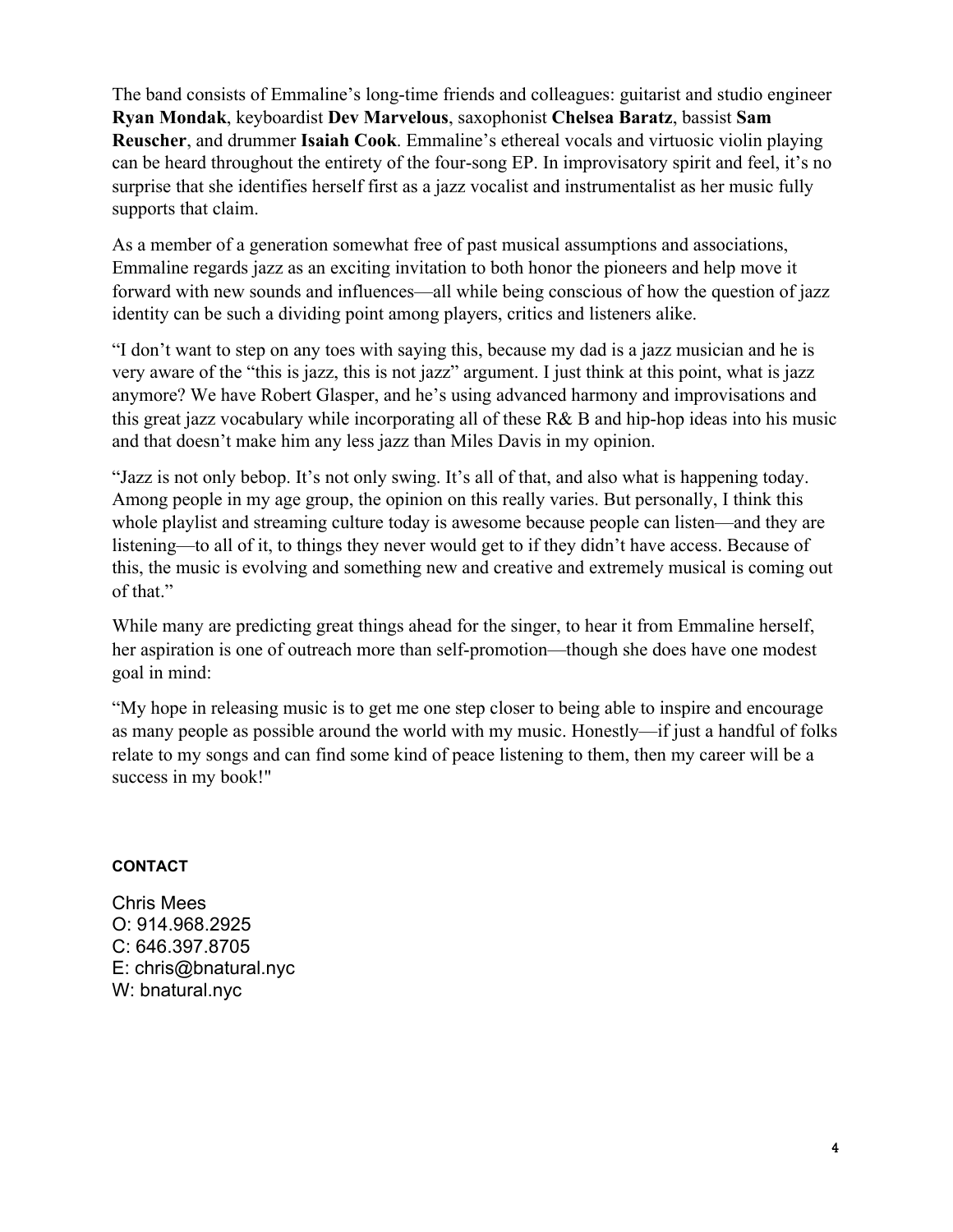The band consists of Emmaline's long-time friends and colleagues: guitarist and studio engineer **Ryan Mondak**, keyboardist **Dev Marvelous**, saxophonist **Chelsea Baratz**, bassist **Sam Reuscher**, and drummer **Isaiah Cook**. Emmaline's ethereal vocals and virtuosic violin playing can be heard throughout the entirety of the four-song EP. In improvisatory spirit and feel, it's no surprise that she identifies herself first as a jazz vocalist and instrumentalist as her music fully supports that claim.

As a member of a generation somewhat free of past musical assumptions and associations, Emmaline regards jazz as an exciting invitation to both honor the pioneers and help move it forward with new sounds and influences—all while being conscious of how the question of jazz identity can be such a dividing point among players, critics and listeners alike.

"I don't want to step on any toes with saying this, because my dad is a jazz musician and he is very aware of the "this is jazz, this is not jazz" argument. I just think at this point, what is jazz anymore? We have Robert Glasper, and he's using advanced harmony and improvisations and this great jazz vocabulary while incorporating all of these R& B and hip-hop ideas into his music and that doesn't make him any less jazz than Miles Davis in my opinion.

"Jazz is not only bebop. It's not only swing. It's all of that, and also what is happening today. Among people in my age group, the opinion on this really varies. But personally, I think this whole playlist and streaming culture today is awesome because people can listen—and they are listening—to all of it, to things they never would get to if they didn't have access. Because of this, the music is evolving and something new and creative and extremely musical is coming out of that."

While many are predicting great things ahead for the singer, to hear it from Emmaline herself, her aspiration is one of outreach more than self-promotion—though she does have one modest goal in mind:

"My hope in releasing music is to get me one step closer to being able to inspire and encourage as many people as possible around the world with my music. Honestly—if just a handful of folks relate to my songs and can find some kind of peace listening to them, then my career will be a success in my book!"

**CONTACT**

Chris Mees
O: 914.968.2925
C: 646.397.8705
E: chris@bnatural.nyc
W: bnatural.nyc